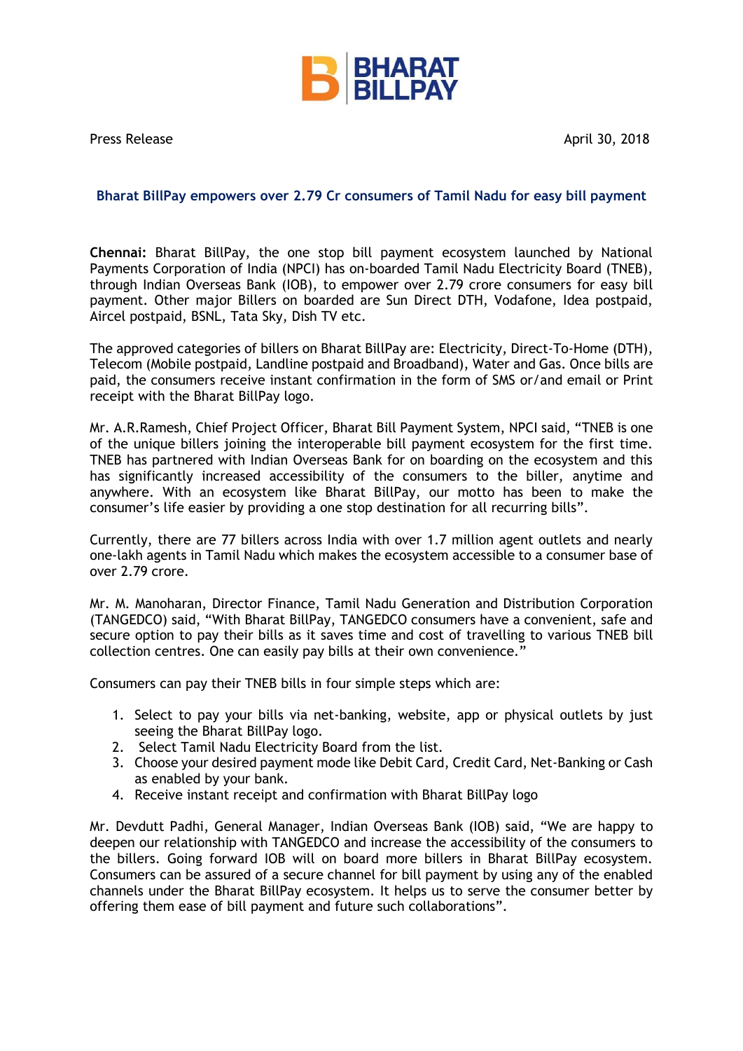BHARAT BILLPAY

Press Release April 30, 2018

## Bharat BillPay empowers over 2.79 Cr consumers of Tamil Nadu for easy bill payment

**Chennai:** Bharat BillPay, the one stop bill payment ecosystem launched by National Payments Corporation of India (NPCI) has on-boarded Tamil Nadu Electricity Board (TNEB), through Indian Overseas Bank (IOB), to empower over 2.79 crore consumers for easy bill payment. Other major Billers on boarded are Sun Direct DTH, Vodafone, Idea postpaid, Aircel postpaid, BSNL, Tata Sky, Dish TV etc.

The approved categories of billers on Bharat BillPay are: Electricity, Direct-To-Home (DTH), Telecom (Mobile postpaid, Landline postpaid and Broadband), Water and Gas. Once bills are paid, the consumers receive instant confirmation in the form of SMS or/and email or Print receipt with the Bharat BillPay logo.

Mr. A.R.Ramesh, Chief Project Officer, Bharat Bill Payment System, NPCI said, "TNEB is one of the unique billers joining the interoperable bill payment ecosystem for the first time. TNEB has partnered with Indian Overseas Bank for on boarding on the ecosystem and this has significantly increased accessibility of the consumers to the biller, anytime and anywhere. With an ecosystem like Bharat BillPay, our motto has been to make the consumer's life easier by providing a one stop destination for all recurring bills".

Currently, there are 77 billers across India with over 1.7 million agent outlets and nearly one-lakh agents in Tamil Nadu which makes the ecosystem accessible to a consumer base of over 2.79 crore.

Mr. M. Manoharan, Director Finance, Tamil Nadu Generation and Distribution Corporation (TANGEDCO) said, "With Bharat BillPay, TANGEDCO consumers have a convenient, safe and secure option to pay their bills as it saves time and cost of travelling to various TNEB bill collection centres. One can easily pay bills at their own convenience."

Consumers can pay their TNEB bills in four simple steps which are:

1. Select to pay your bills via net-banking, website, app or physical outlets by just seeing the Bharat BillPay logo.
2. Select Tamil Nadu Electricity Board from the list.
3. Choose your desired payment mode like Debit Card, Credit Card, Net-Banking or Cash as enabled by your bank.
4. Receive instant receipt and confirmation with Bharat BillPay logo

Mr. Devdutt Padhi, General Manager, Indian Overseas Bank (IOB) said, "We are happy to deepen our relationship with TANGEDCO and increase the accessibility of the consumers to the billers. Going forward IOB will on board more billers in Bharat BillPay ecosystem. Consumers can be assured of a secure channel for bill payment by using any of the enabled channels under the Bharat BillPay ecosystem. It helps us to serve the consumer better by offering them ease of bill payment and future such collaborations".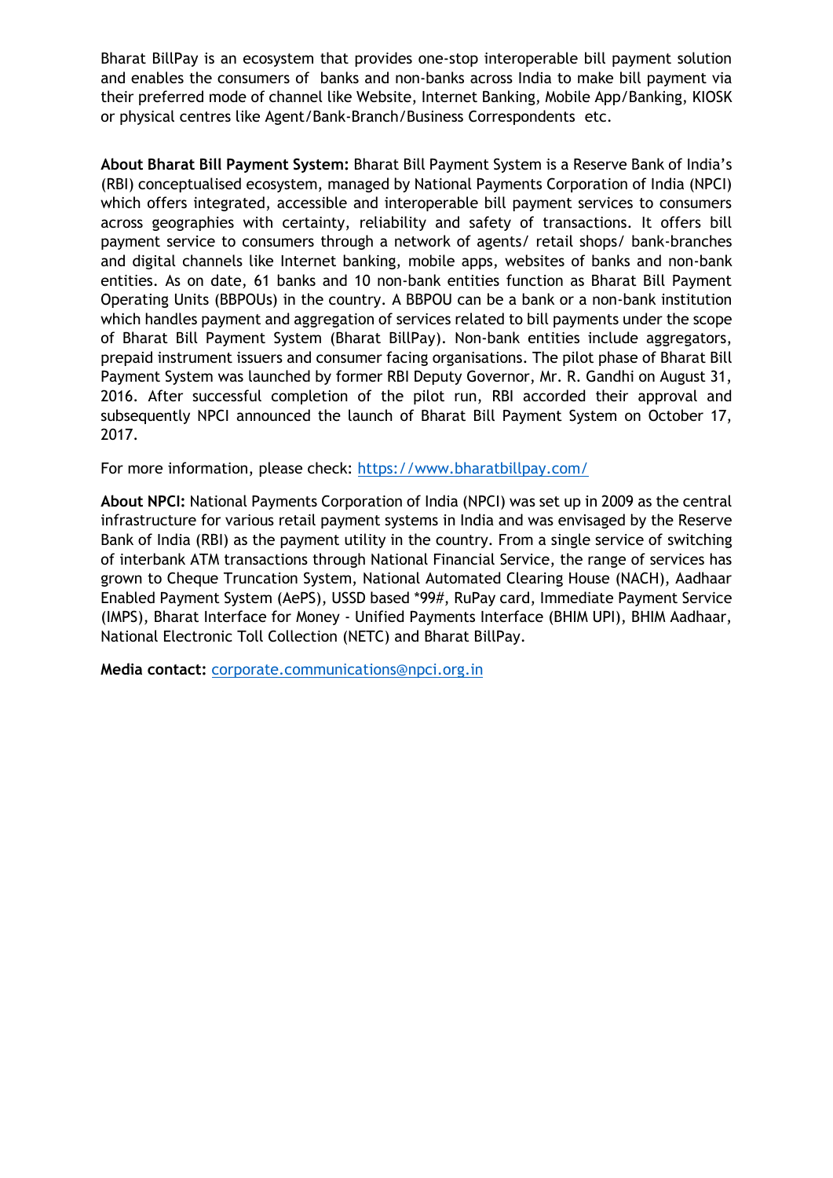Bharat BillPay is an ecosystem that provides one-stop interoperable bill payment solution and enables the consumers of banks and non-banks across India to make bill payment via their preferred mode of channel like Website, Internet Banking, Mobile App/Banking, KIOSK or physical centres like Agent/Bank-Branch/Business Correspondents etc.

**About Bharat Bill Payment System:** Bharat Bill Payment System is a Reserve Bank of India's (RBI) conceptualised ecosystem, managed by National Payments Corporation of India (NPCI) which offers integrated, accessible and interoperable bill payment services to consumers across geographies with certainty, reliability and safety of transactions. It offers bill payment service to consumers through a network of agents/ retail shops/ bank-branches and digital channels like Internet banking, mobile apps, websites of banks and non-bank entities. As on date, 61 banks and 10 non-bank entities function as Bharat Bill Payment Operating Units (BBPOUs) in the country. A BBPOU can be a bank or a non-bank institution which handles payment and aggregation of services related to bill payments under the scope of Bharat Bill Payment System (Bharat BillPay). Non-bank entities include aggregators, prepaid instrument issuers and consumer facing organisations. The pilot phase of Bharat Bill Payment System was launched by former RBI Deputy Governor, Mr. R. Gandhi on August 31, 2016. After successful completion of the pilot run, RBI accorded their approval and subsequently NPCI announced the launch of Bharat Bill Payment System on October 17, 2017.

For more information, please check: [https://www.bharatbillpay.com/](https://www.bharatbillpay.com/)

**About NPCI:** National Payments Corporation of India (NPCI) was set up in 2009 as the central infrastructure for various retail payment systems in India and was envisaged by the Reserve Bank of India (RBI) as the payment utility in the country. From a single service of switching of interbank ATM transactions through National Financial Service, the range of services has grown to Cheque Truncation System, National Automated Clearing House (NACH), Aadhaar Enabled Payment System (AePS), USSD based *99#, RuPay card, Immediate Payment Service (IMPS), Bharat Interface for Money - Unified Payments Interface (BHIM UPI), BHIM Aadhaar, National Electronic Toll Collection (NETC) and Bharat BillPay.

**Media contact:** [corporate.communications@npci.org.in](mailto:corporate.communications@npci.org.in)